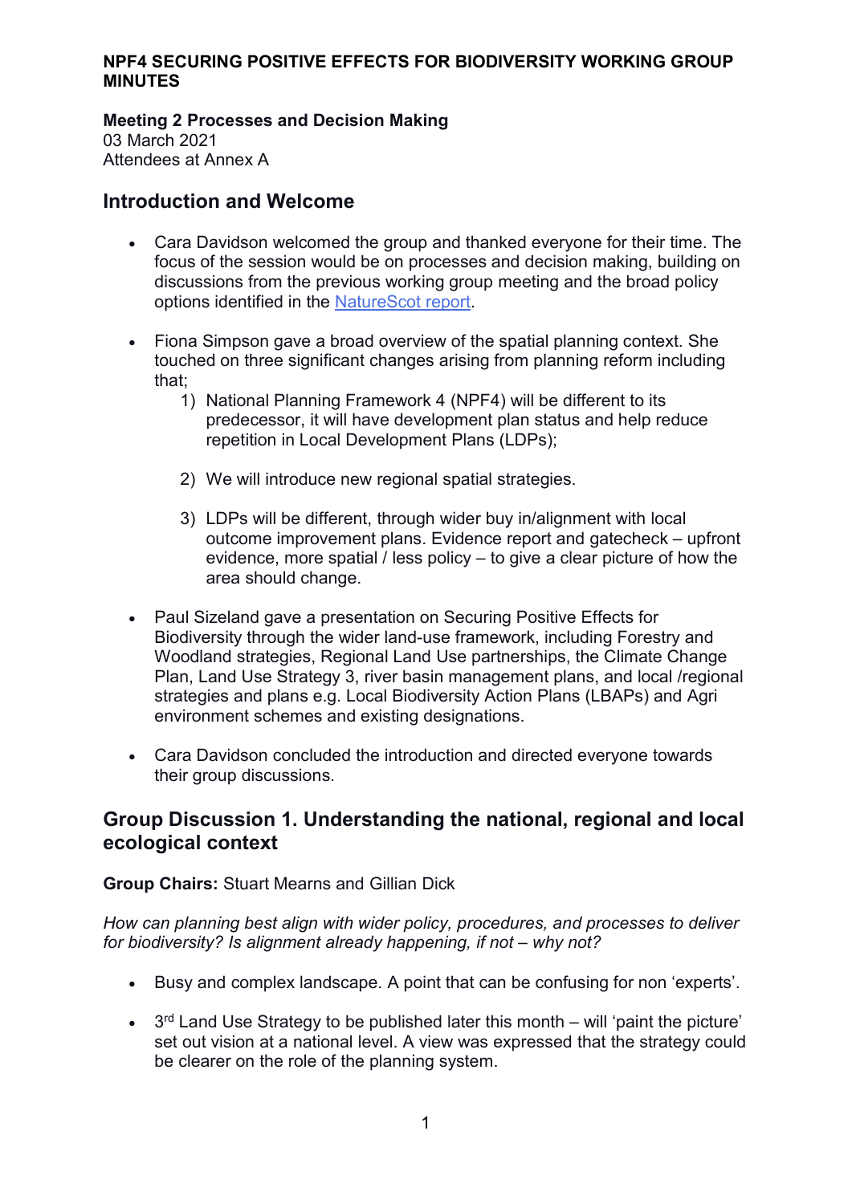**NPF4 SECURING POSITIVE EFFECTS FOR BIODIVERSITY WORKING GROUP MINUTES**

**Meeting 2 Processes and Decision Making**
03 March 2021
Attendees at Annex A

## Introduction and Welcome

- Cara Davidson welcomed the group and thanked everyone for their time. The focus of the session would be on processes and decision making, building on discussions from the previous working group meeting and the broad policy options identified in the [NatureScot report](NatureScot report).

- Fiona Simpson gave a broad overview of the spatial planning context. She touched on three significant changes arising from planning reform including that;
    1) National Planning Framework 4 (NPF4) will be different to its predecessor, it will have development plan status and help reduce repetition in Local Development Plans (LDPs);
    2) We will introduce new regional spatial strategies.
    3) LDPs will be different, through wider buy in/alignment with local outcome improvement plans. Evidence report and gatecheck – upfront evidence, more spatial / less policy – to give a clear picture of how the area should change.

- Paul Sizeland gave a presentation on Securing Positive Effects for Biodiversity through the wider land-use framework, including Forestry and Woodland strategies, Regional Land Use partnerships, the Climate Change Plan, Land Use Strategy 3, river basin management plans, and local /regional strategies and plans e.g. Local Biodiversity Action Plans (LBAPs) and Agri environment schemes and existing designations.

- Cara Davidson concluded the introduction and directed everyone towards their group discussions.

## Group Discussion 1. Understanding the national, regional and local ecological context

**Group Chairs:** Stuart Mearns and Gillian Dick

*How can planning best align with wider policy, procedures, and processes to deliver for biodiversity? Is alignment already happening, if not – why not?*

- Busy and complex landscape. A point that can be confusing for non 'experts'.

- 3rd Land Use Strategy to be published later this month – will 'paint the picture' set out vision at a national level. A view was expressed that the strategy could be clearer on the role of the planning system.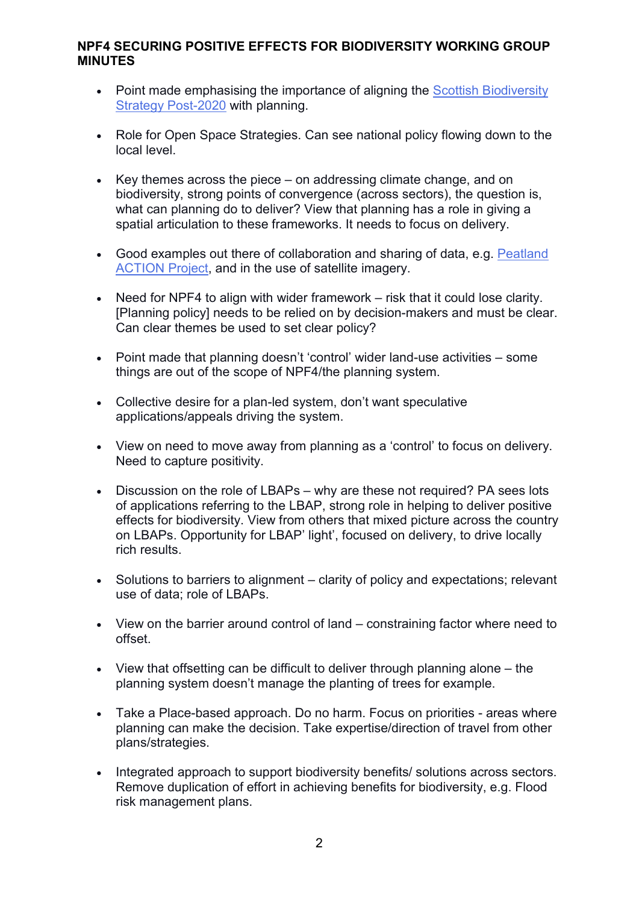**NPF4 SECURING POSITIVE EFFECTS FOR BIODIVERSITY WORKING GROUP MINUTES**

- Point made emphasising the importance of aligning the Scottish Biodiversity Strategy Post-2020 with planning.

- Role for Open Space Strategies. Can see national policy flowing down to the local level.

- Key themes across the piece – on addressing climate change, and on biodiversity, strong points of convergence (across sectors), the question is, what can planning do to deliver? View that planning has a role in giving a spatial articulation to these frameworks. It needs to focus on delivery.

- Good examples out there of collaboration and sharing of data, e.g. Peatland ACTION Project, and in the use of satellite imagery.

- Need for NPF4 to align with wider framework – risk that it could lose clarity. [Planning policy] needs to be relied on by decision-makers and must be clear. Can clear themes be used to set clear policy?

- Point made that planning doesn't 'control' wider land-use activities – some things are out of the scope of NPF4/the planning system.

- Collective desire for a plan-led system, don't want speculative applications/appeals driving the system.

- View on need to move away from planning as a 'control' to focus on delivery. Need to capture positivity.

- Discussion on the role of LBAPs – why are these not required? PA sees lots of applications referring to the LBAP, strong role in helping to deliver positive effects for biodiversity. View from others that mixed picture across the country on LBAPs. Opportunity for LBAP' light', focused on delivery, to drive locally rich results.

- Solutions to barriers to alignment – clarity of policy and expectations; relevant use of data; role of LBAPs.

- View on the barrier around control of land – constraining factor where need to offset.

- View that offsetting can be difficult to deliver through planning alone – the planning system doesn't manage the planting of trees for example.

- Take a Place-based approach. Do no harm. Focus on priorities - areas where planning can make the decision. Take expertise/direction of travel from other plans/strategies.

- Integrated approach to support biodiversity benefits/ solutions across sectors. Remove duplication of effort in achieving benefits for biodiversity, e.g. Flood risk management plans.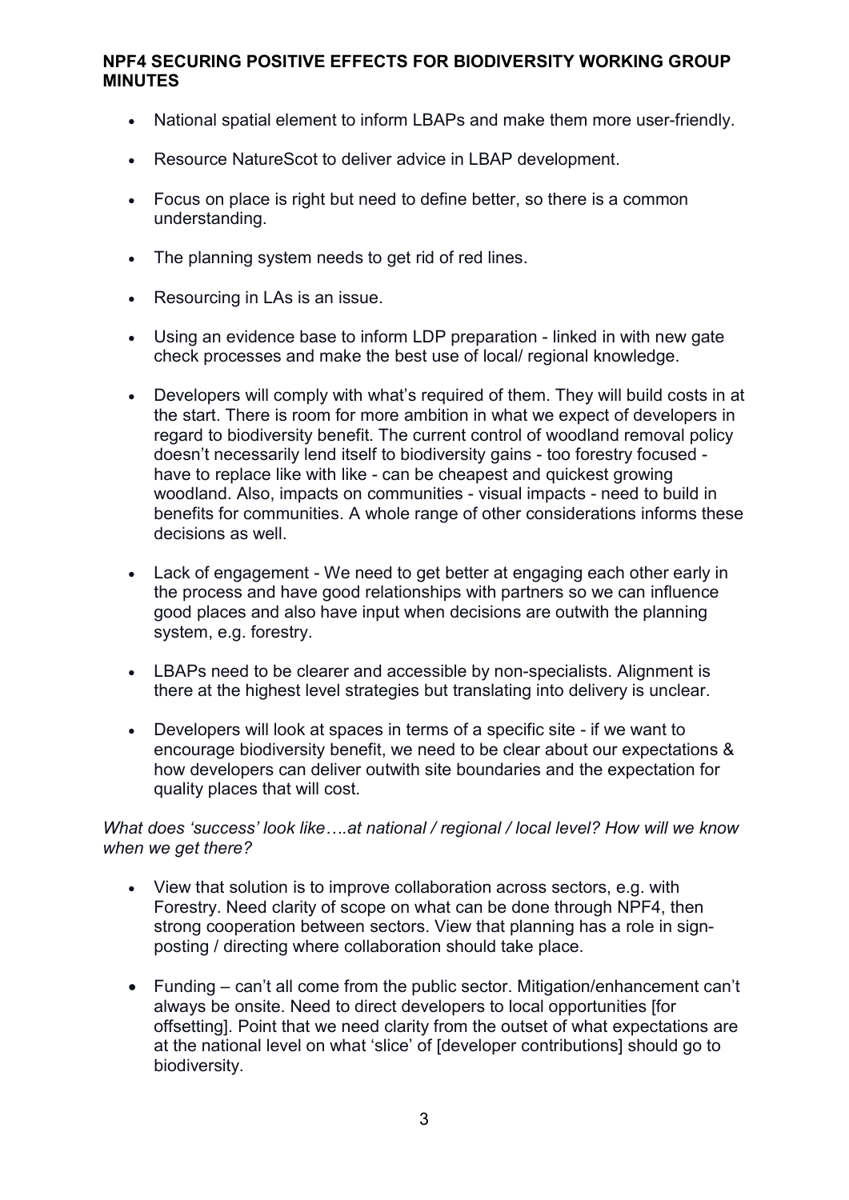## NPF4 SECURING POSITIVE EFFECTS FOR BIODIVERSITY WORKING GROUP MINUTES

- National spatial element to inform LBAPs and make them more user-friendly.
- Resource NatureScot to deliver advice in LBAP development.
- Focus on place is right but need to define better, so there is a common understanding.
- The planning system needs to get rid of red lines.
- Resourcing in LAs is an issue.
- Using an evidence base to inform LDP preparation - linked in with new gate check processes and make the best use of local/ regional knowledge.
- Developers will comply with what's required of them. They will build costs in at the start. There is room for more ambition in what we expect of developers in regard to biodiversity benefit. The current control of woodland removal policy doesn't necessarily lend itself to biodiversity gains - too forestry focused - have to replace like with like - can be cheapest and quickest growing woodland. Also, impacts on communities - visual impacts - need to build in benefits for communities. A whole range of other considerations informs these decisions as well.
- Lack of engagement - We need to get better at engaging each other early in the process and have good relationships with partners so we can influence good places and also have input when decisions are outwith the planning system, e.g. forestry.
- LBAPs need to be clearer and accessible by non-specialists. Alignment is there at the highest level strategies but translating into delivery is unclear.
- Developers will look at spaces in terms of a specific site - if we want to encourage biodiversity benefit, we need to be clear about our expectations & how developers can deliver outwith site boundaries and the expectation for quality places that will cost.

*What does 'success' look like….at national / regional / local level? How will we know when we get there?*

- View that solution is to improve collaboration across sectors, e.g. with Forestry. Need clarity of scope on what can be done through NPF4, then strong cooperation between sectors. View that planning has a role in sign-posting / directing where collaboration should take place.
- Funding – can't all come from the public sector. Mitigation/enhancement can't always be onsite. Need to direct developers to local opportunities [for offsetting]. Point that we need clarity from the outset of what expectations are at the national level on what 'slice' of [developer contributions] should go to biodiversity.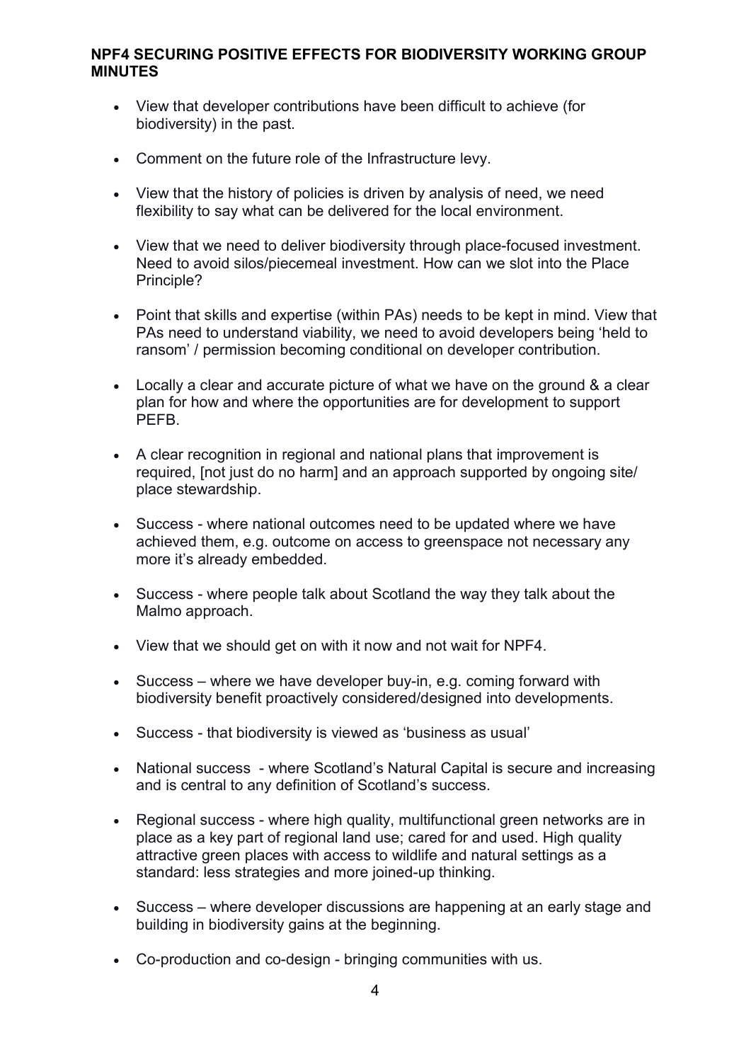**NPF4 SECURING POSITIVE EFFECTS FOR BIODIVERSITY WORKING GROUP MINUTES**

- View that developer contributions have been difficult to achieve (for biodiversity) in the past.
- Comment on the future role of the Infrastructure levy.
- View that the history of policies is driven by analysis of need, we need flexibility to say what can be delivered for the local environment.
- View that we need to deliver biodiversity through place-focused investment. Need to avoid silos/piecemeal investment. How can we slot into the Place Principle?
- Point that skills and expertise (within PAs) needs to be kept in mind. View that PAs need to understand viability, we need to avoid developers being 'held to ransom' / permission becoming conditional on developer contribution.
- Locally a clear and accurate picture of what we have on the ground & a clear plan for how and where the opportunities are for development to support PEFB.
- A clear recognition in regional and national plans that improvement is required, [not just do no harm] and an approach supported by ongoing site/ place stewardship.
- Success - where national outcomes need to be updated where we have achieved them, e.g. outcome on access to greenspace not necessary any more it's already embedded.
- Success - where people talk about Scotland the way they talk about the Malmo approach.
- View that we should get on with it now and not wait for NPF4.
- Success – where we have developer buy-in, e.g. coming forward with biodiversity benefit proactively considered/designed into developments.
- Success - that biodiversity is viewed as 'business as usual'
- National success - where Scotland's Natural Capital is secure and increasing and is central to any definition of Scotland's success.
- Regional success - where high quality, multifunctional green networks are in place as a key part of regional land use; cared for and used. High quality attractive green places with access to wildlife and natural settings as a standard: less strategies and more joined-up thinking.
- Success – where developer discussions are happening at an early stage and building in biodiversity gains at the beginning.
- Co-production and co-design - bringing communities with us.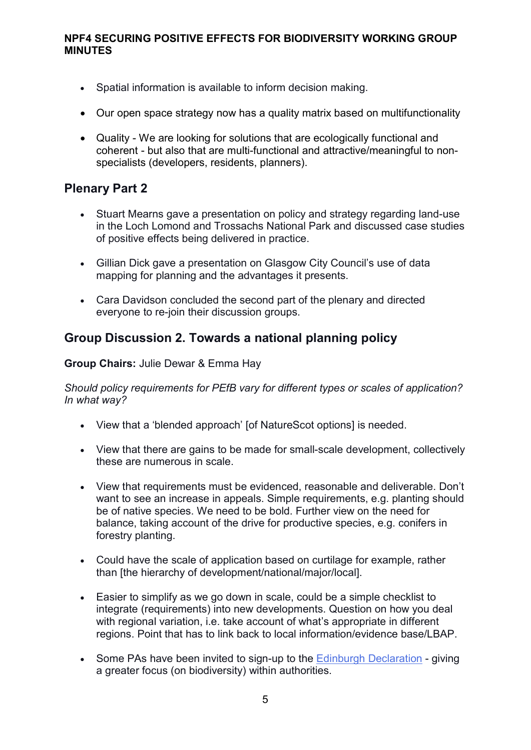- Spatial information is available to inform decision making.
- Our open space strategy now has a quality matrix based on multifunctionality
- Quality - We are looking for solutions that are ecologically functional and coherent - but also that are multi-functional and attractive/meaningful to non-specialists (developers, residents, planners).

## Plenary Part 2

- Stuart Mearns gave a presentation on policy and strategy regarding land-use in the Loch Lomond and Trossachs National Park and discussed case studies of positive effects being delivered in practice.
- Gillian Dick gave a presentation on Glasgow City Council's use of data mapping for planning and the advantages it presents.
- Cara Davidson concluded the second part of the plenary and directed everyone to re-join their discussion groups.

## Group Discussion 2. Towards a national planning policy

**Group Chairs:** Julie Dewar & Emma Hay

*Should policy requirements for PEfB vary for different types or scales of application? In what way?*

- View that a 'blended approach' [of NatureScot options] is needed.
- View that there are gains to be made for small-scale development, collectively these are numerous in scale.
- View that requirements must be evidenced, reasonable and deliverable. Don't want to see an increase in appeals. Simple requirements, e.g. planting should be of native species. We need to be bold. Further view on the need for balance, taking account of the drive for productive species, e.g. conifers in forestry planting.
- Could have the scale of application based on curtilage for example, rather than [the hierarchy of development/national/major/local].
- Easier to simplify as we go down in scale, could be a simple checklist to integrate (requirements) into new developments. Question on how you deal with regional variation, i.e. take account of what's appropriate in different regions. Point that has to link back to local information/evidence base/LBAP.
- Some PAs have been invited to sign-up to the Edinburgh Declaration - giving a greater focus (on biodiversity) within authorities.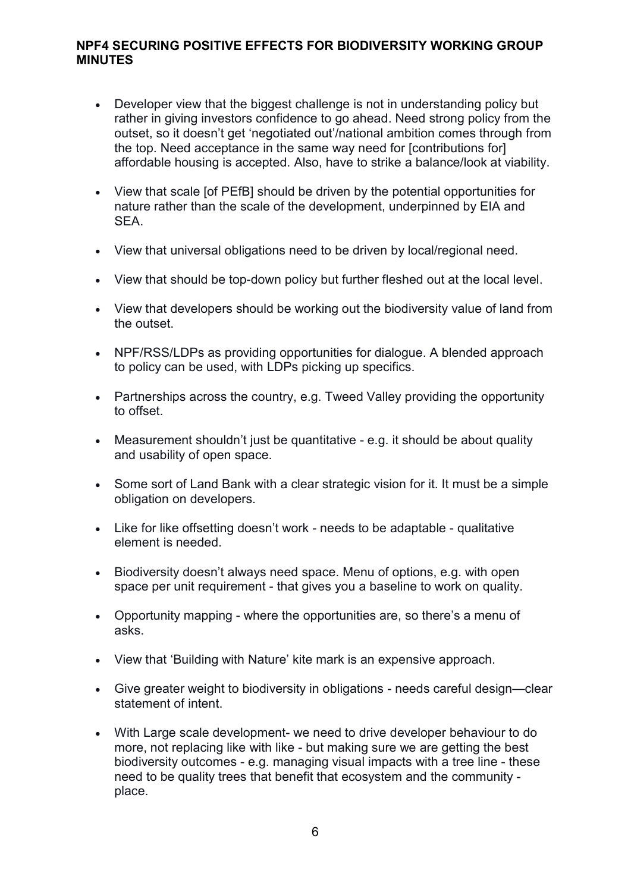- Developer view that the biggest challenge is not in understanding policy but rather in giving investors confidence to go ahead. Need strong policy from the outset, so it doesn't get 'negotiated out'/national ambition comes through from the top. Need acceptance in the same way need for [contributions for] affordable housing is accepted. Also, have to strike a balance/look at viability.

- View that scale [of PEfB] should be driven by the potential opportunities for nature rather than the scale of the development, underpinned by EIA and SEA.

- View that universal obligations need to be driven by local/regional need.

- View that should be top-down policy but further fleshed out at the local level.

- View that developers should be working out the biodiversity value of land from the outset.

- NPF/RSS/LDPs as providing opportunities for dialogue. A blended approach to policy can be used, with LDPs picking up specifics.

- Partnerships across the country, e.g. Tweed Valley providing the opportunity to offset.

- Measurement shouldn't just be quantitative - e.g. it should be about quality and usability of open space.

- Some sort of Land Bank with a clear strategic vision for it. It must be a simple obligation on developers.

- Like for like offsetting doesn't work - needs to be adaptable - qualitative element is needed.

- Biodiversity doesn't always need space. Menu of options, e.g. with open space per unit requirement - that gives you a baseline to work on quality.

- Opportunity mapping - where the opportunities are, so there's a menu of asks.

- View that 'Building with Nature' kite mark is an expensive approach.

- Give greater weight to biodiversity in obligations - needs careful design—clear statement of intent.

- With Large scale development- we need to drive developer behaviour to do more, not replacing like with like - but making sure we are getting the best biodiversity outcomes - e.g. managing visual impacts with a tree line - these need to be quality trees that benefit that ecosystem and the community - place.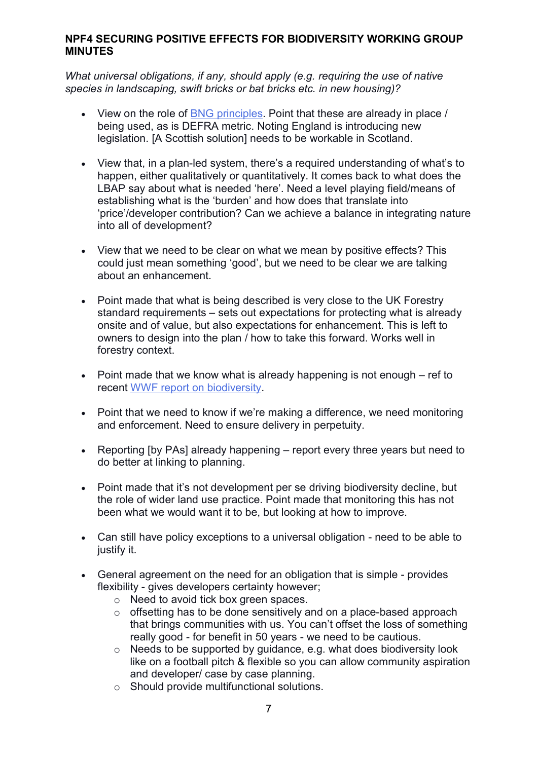**NPF4 SECURING POSITIVE EFFECTS FOR BIODIVERSITY WORKING GROUP MINUTES**

*What universal obligations, if any, should apply (e.g. requiring the use of native species in landscaping, swift bricks or bat bricks etc. in new housing)?*

- View on the role of BNG principles. Point that these are already in place / being used, as is DEFRA metric. Noting England is introducing new legislation. [A Scottish solution] needs to be workable in Scotland.

- View that, in a plan-led system, there's a required understanding of what's to happen, either qualitatively or quantitatively. It comes back to what does the LBAP say about what is needed 'here'. Need a level playing field/means of establishing what is the 'burden' and how does that translate into 'price'/developer contribution? Can we achieve a balance in integrating nature into all of development?

- View that we need to be clear on what we mean by positive effects? This could just mean something 'good', but we need to be clear we are talking about an enhancement.

- Point made that what is being described is very close to the UK Forestry standard requirements – sets out expectations for protecting what is already onsite and of value, but also expectations for enhancement. This is left to owners to design into the plan / how to take this forward. Works well in forestry context.

- Point made that we know what is already happening is not enough – ref to recent WWF report on biodiversity.

- Point that we need to know if we're making a difference, we need monitoring and enforcement. Need to ensure delivery in perpetuity.

- Reporting [by PAs] already happening – report every three years but need to do better at linking to planning.

- Point made that it's not development per se driving biodiversity decline, but the role of wider land use practice. Point made that monitoring this has not been what we would want it to be, but looking at how to improve.

- Can still have policy exceptions to a universal obligation - need to be able to justify it.

- General agreement on the need for an obligation that is simple - provides flexibility - gives developers certainty however;
  - Need to avoid tick box green spaces.
  - offsetting has to be done sensitively and on a place-based approach that brings communities with us. You can't offset the loss of something really good - for benefit in 50 years - we need to be cautious.
  - Needs to be supported by guidance, e.g. what does biodiversity look like on a football pitch & flexible so you can allow community aspiration and developer/ case by case planning.
  - Should provide multifunctional solutions.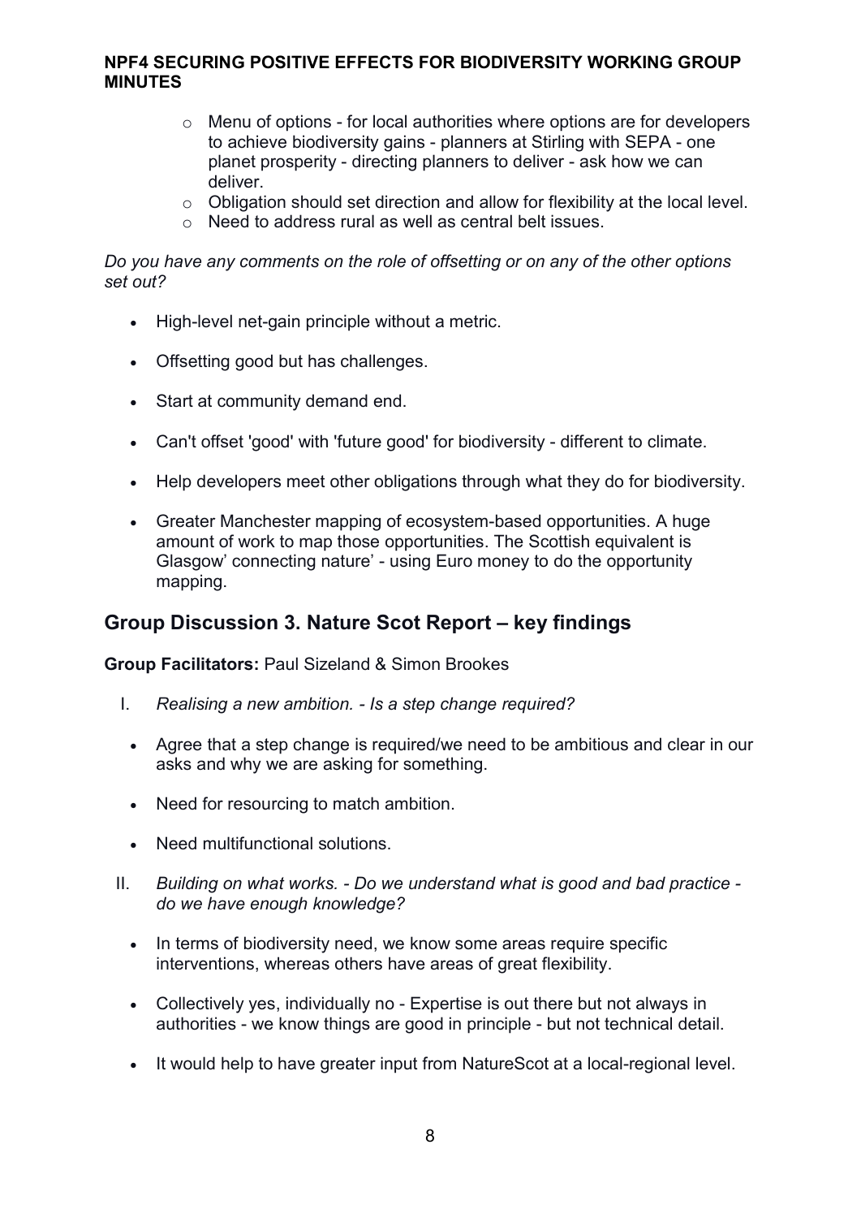- Menu of options - for local authorities where options are for developers to achieve biodiversity gains - planners at Stirling with SEPA - one planet prosperity - directing planners to deliver - ask how we can deliver.
- Obligation should set direction and allow for flexibility at the local level.
- Need to address rural as well as central belt issues.

*Do you have any comments on the role of offsetting or on any of the other options set out?*

- High-level net-gain principle without a metric.
- Offsetting good but has challenges.
- Start at community demand end.
- Can't offset 'good' with 'future good' for biodiversity - different to climate.
- Help developers meet other obligations through what they do for biodiversity.
- Greater Manchester mapping of ecosystem-based opportunities. A huge amount of work to map those opportunities. The Scottish equivalent is Glasgow' connecting nature' - using Euro money to do the opportunity mapping.

## Group Discussion 3. Nature Scot Report – key findings

**Group Facilitators:** Paul Sizeland & Simon Brookes

I. *Realising a new ambition. - Is a step change required?*

- Agree that a step change is required/we need to be ambitious and clear in our asks and why we are asking for something.
- Need for resourcing to match ambition.
- Need multifunctional solutions.

II. *Building on what works. - Do we understand what is good and bad practice - do we have enough knowledge?*

- In terms of biodiversity need, we know some areas require specific interventions, whereas others have areas of great flexibility.
- Collectively yes, individually no - Expertise is out there but not always in authorities - we know things are good in principle - but not technical detail.
- It would help to have greater input from NatureScot at a local-regional level.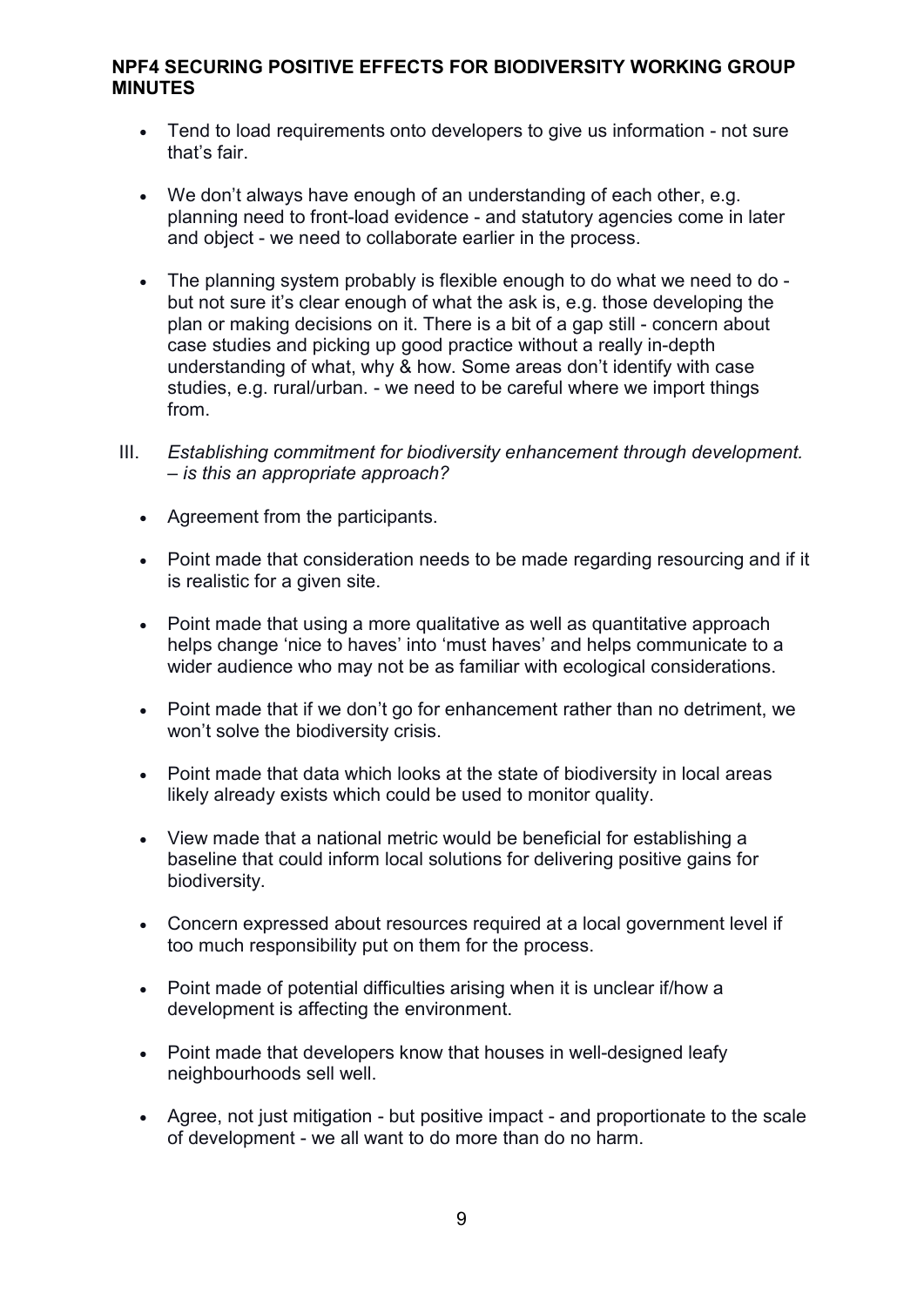- Tend to load requirements onto developers to give us information - not sure that's fair.

- We don't always have enough of an understanding of each other, e.g. planning need to front-load evidence - and statutory agencies come in later and object - we need to collaborate earlier in the process.

- The planning system probably is flexible enough to do what we need to do - but not sure it's clear enough of what the ask is, e.g. those developing the plan or making decisions on it. There is a bit of a gap still - concern about case studies and picking up good practice without a really in-depth understanding of what, why & how. Some areas don't identify with case studies, e.g. rural/urban. - we need to be careful where we import things from.

III. *Establishing commitment for biodiversity enhancement through development. – is this an appropriate approach?*

- Agreement from the participants.

- Point made that consideration needs to be made regarding resourcing and if it is realistic for a given site.

- Point made that using a more qualitative as well as quantitative approach helps change 'nice to haves' into 'must haves' and helps communicate to a wider audience who may not be as familiar with ecological considerations.

- Point made that if we don't go for enhancement rather than no detriment, we won't solve the biodiversity crisis.

- Point made that data which looks at the state of biodiversity in local areas likely already exists which could be used to monitor quality.

- View made that a national metric would be beneficial for establishing a baseline that could inform local solutions for delivering positive gains for biodiversity.

- Concern expressed about resources required at a local government level if too much responsibility put on them for the process.

- Point made of potential difficulties arising when it is unclear if/how a development is affecting the environment.

- Point made that developers know that houses in well-designed leafy neighbourhoods sell well.

- Agree, not just mitigation - but positive impact - and proportionate to the scale of development - we all want to do more than do no harm.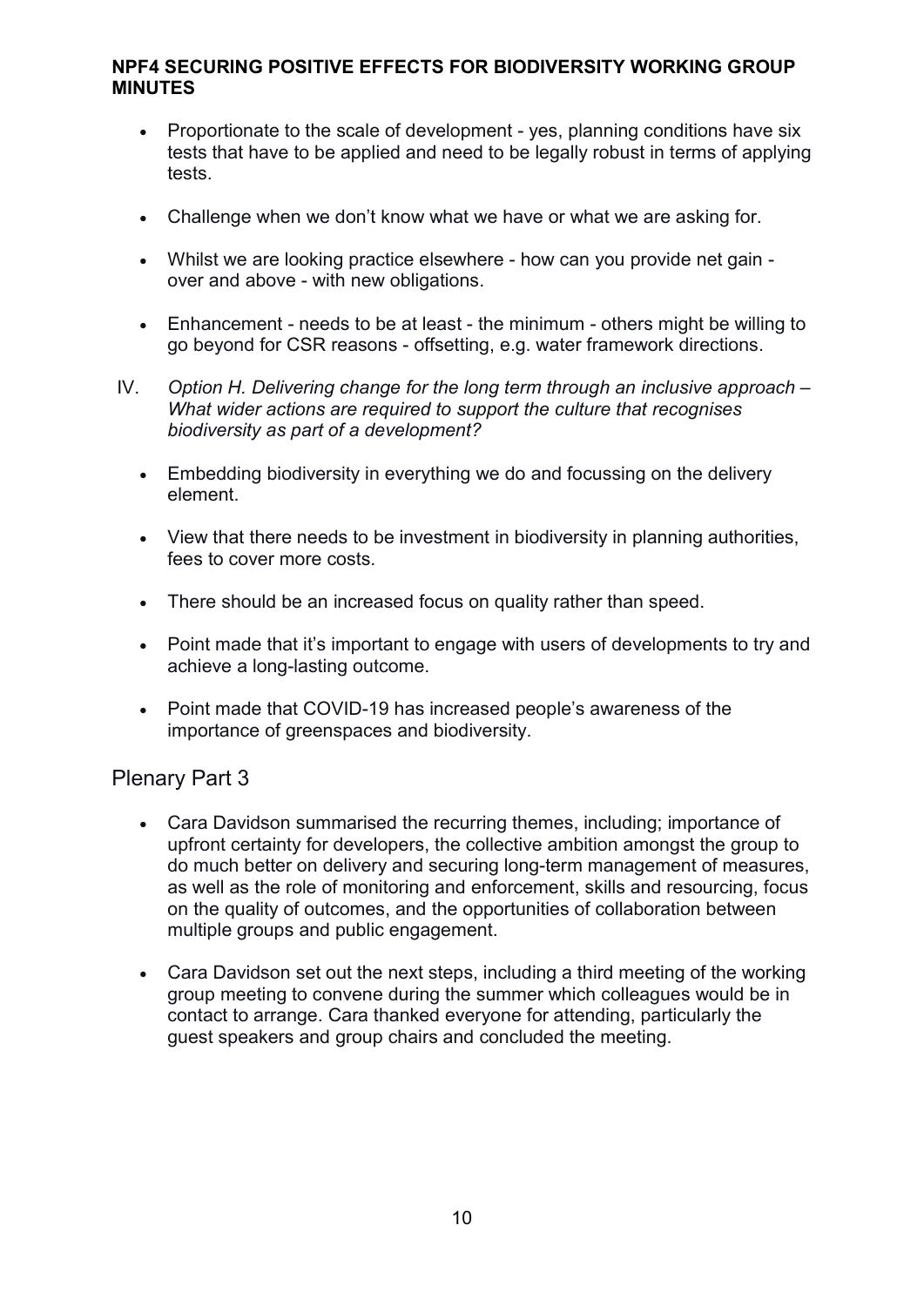- Proportionate to the scale of development - yes, planning conditions have six tests that have to be applied and need to be legally robust in terms of applying tests.

- Challenge when we don't know what we have or what we are asking for.

- Whilst we are looking practice elsewhere - how can you provide net gain - over and above - with new obligations.

- Enhancement - needs to be at least - the minimum - others might be willing to go beyond for CSR reasons - offsetting, e.g. water framework directions.

IV. *Option H. Delivering change for the long term through an inclusive approach – What wider actions are required to support the culture that recognises biodiversity as part of a development?*

- Embedding biodiversity in everything we do and focussing on the delivery element.

- View that there needs to be investment in biodiversity in planning authorities, fees to cover more costs.

- There should be an increased focus on quality rather than speed.

- Point made that it's important to engage with users of developments to try and achieve a long-lasting outcome.

- Point made that COVID-19 has increased people's awareness of the importance of greenspaces and biodiversity.

## Plenary Part 3

- Cara Davidson summarised the recurring themes, including; importance of upfront certainty for developers, the collective ambition amongst the group to do much better on delivery and securing long-term management of measures, as well as the role of monitoring and enforcement, skills and resourcing, focus on the quality of outcomes, and the opportunities of collaboration between multiple groups and public engagement.

- Cara Davidson set out the next steps, including a third meeting of the working group meeting to convene during the summer which colleagues would be in contact to arrange. Cara thanked everyone for attending, particularly the guest speakers and group chairs and concluded the meeting.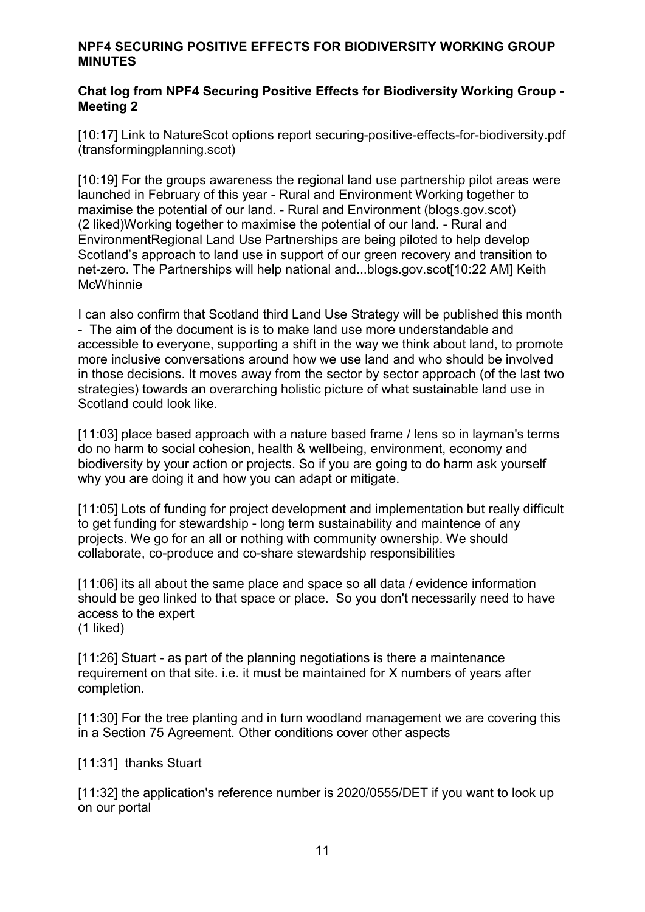**NPF4 SECURING POSITIVE EFFECTS FOR BIODIVERSITY WORKING GROUP MINUTES**

**Chat log from NPF4 Securing Positive Effects for Biodiversity Working Group - Meeting 2**

[10:17] Link to NatureScot options report securing-positive-effects-for-biodiversity.pdf (transformingplanning.scot)

[10:19] For the groups awareness the regional land use partnership pilot areas were launched in February of this year - Rural and Environment Working together to maximise the potential of our land. - Rural and Environment (blogs.gov.scot) (2 liked)Working together to maximise the potential of our land. - Rural and EnvironmentRegional Land Use Partnerships are being piloted to help develop Scotland's approach to land use in support of our green recovery and transition to net-zero. The Partnerships will help national and...blogs.gov.scot[10:22 AM] Keith McWhinnie

I can also confirm that Scotland third Land Use Strategy will be published this month - The aim of the document is is to make land use more understandable and accessible to everyone, supporting a shift in the way we think about land, to promote more inclusive conversations around how we use land and who should be involved in those decisions. It moves away from the sector by sector approach (of the last two strategies) towards an overarching holistic picture of what sustainable land use in Scotland could look like.

[11:03] place based approach with a nature based frame / lens so in layman's terms do no harm to social cohesion, health & wellbeing, environment, economy and biodiversity by your action or projects. So if you are going to do harm ask yourself why you are doing it and how you can adapt or mitigate.

[11:05] Lots of funding for project development and implementation but really difficult to get funding for stewardship - long term sustainability and maintence of any projects. We go for an all or nothing with community ownership. We should collaborate, co-produce and co-share stewardship responsibilities

[11:06] its all about the same place and space so all data / evidence information should be geo linked to that space or place. So you don't necessarily need to have access to the expert
(1 liked)

[11:26] Stuart - as part of the planning negotiations is there a maintenance requirement on that site. i.e. it must be maintained for X numbers of years after completion.

[11:30] For the tree planting and in turn woodland management we are covering this in a Section 75 Agreement. Other conditions cover other aspects

[11:31] thanks Stuart

[11:32] the application's reference number is 2020/0555/DET if you want to look up on our portal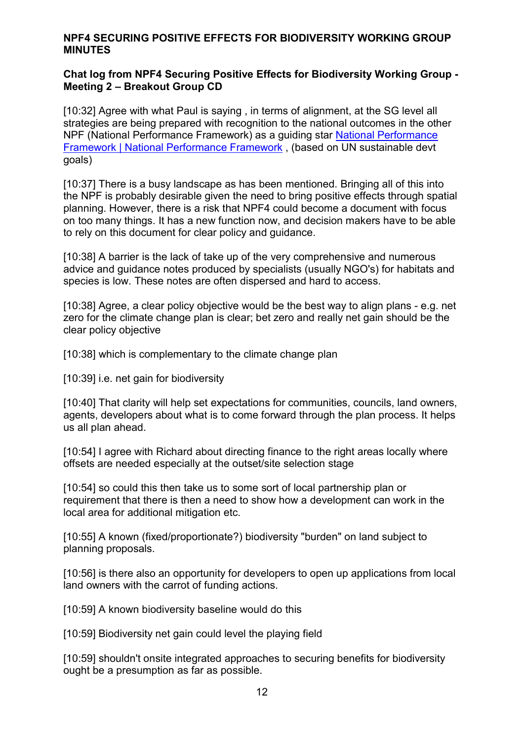**NPF4 SECURING POSITIVE EFFECTS FOR BIODIVERSITY WORKING GROUP MINUTES**

**Chat log from NPF4 Securing Positive Effects for Biodiversity Working Group - Meeting 2 – Breakout Group CD**

[10:32] Agree with what Paul is saying , in terms of alignment, at the SG level all strategies are being prepared with recognition to the national outcomes in the other NPF (National Performance Framework) as a guiding star [National Performance Framework | National Performance Framework](#) , (based on UN sustainable devt goals)

[10:37] There is a busy landscape as has been mentioned. Bringing all of this into the NPF is probably desirable given the need to bring positive effects through spatial planning. However, there is a risk that NPF4 could become a document with focus on too many things. It has a new function now, and decision makers have to be able to rely on this document for clear policy and guidance.

[10:38] A barrier is the lack of take up of the very comprehensive and numerous advice and guidance notes produced by specialists (usually NGO's) for habitats and species is low. These notes are often dispersed and hard to access.

[10:38] Agree, a clear policy objective would be the best way to align plans - e.g. net zero for the climate change plan is clear; bet zero and really net gain should be the clear policy objective

[10:38] which is complementary to the climate change plan

[10:39] i.e. net gain for biodiversity

[10:40] That clarity will help set expectations for communities, councils, land owners, agents, developers about what is to come forward through the plan process. It helps us all plan ahead.

[10:54] I agree with Richard about directing finance to the right areas locally where offsets are needed especially at the outset/site selection stage

[10:54] so could this then take us to some sort of local partnership plan or requirement that there is then a need to show how a development can work in the local area for additional mitigation etc.

[10:55] A known (fixed/proportionate?) biodiversity "burden" on land subject to planning proposals.

[10:56] is there also an opportunity for developers to open up applications from local land owners with the carrot of funding actions.

[10:59] A known biodiversity baseline would do this

[10:59] Biodiversity net gain could level the playing field

[10:59] shouldn't onsite integrated approaches to securing benefits for biodiversity ought be a presumption as far as possible.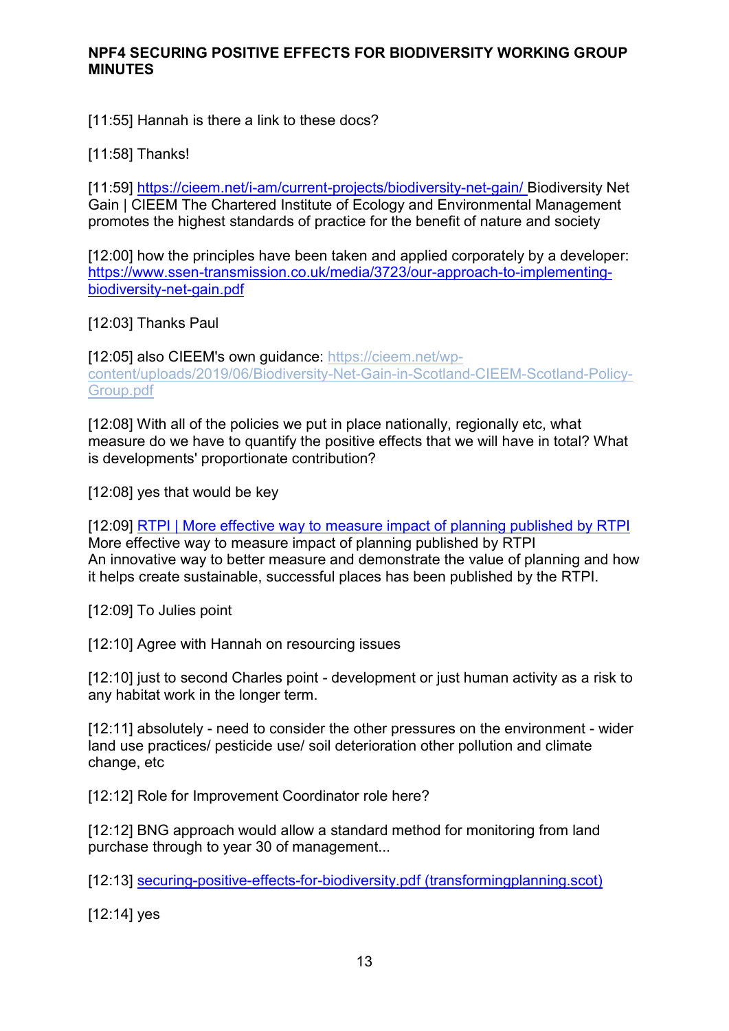[11:55] Hannah is there a link to these docs?

[11:58] Thanks!

[11:59] https://cieem.net/i-am/current-projects/biodiversity-net-gain/ Biodiversity Net Gain | CIEEM The Chartered Institute of Ecology and Environmental Management promotes the highest standards of practice for the benefit of nature and society

[12:00] how the principles have been taken and applied corporately by a developer: https://www.ssen-transmission.co.uk/media/3723/our-approach-to-implementing-biodiversity-net-gain.pdf

[12:03] Thanks Paul

[12:05] also CIEEM's own guidance: https://cieem.net/wp-content/uploads/2019/06/Biodiversity-Net-Gain-in-Scotland-CIEEM-Scotland-Policy-Group.pdf

[12:08] With all of the policies we put in place nationally, regionally etc, what measure do we have to quantify the positive effects that we will have in total? What is developments' proportionate contribution?

[12:08] yes that would be key

[12:09] RTPI | More effective way to measure impact of planning published by RTPI
More effective way to measure impact of planning published by RTPI
An innovative way to better measure and demonstrate the value of planning and how it helps create sustainable, successful places has been published by the RTPI.

[12:09] To Julies point

[12:10] Agree with Hannah on resourcing issues

[12:10] just to second Charles point - development or just human activity as a risk to any habitat work in the longer term.

[12:11] absolutely - need to consider the other pressures on the environment - wider land use practices/ pesticide use/ soil deterioration other pollution and climate change, etc

[12:12] Role for Improvement Coordinator role here?

[12:12] BNG approach would allow a standard method for monitoring from land purchase through to year 30 of management...

[12:13] securing-positive-effects-for-biodiversity.pdf (transformingplanning.scot)

[12:14] yes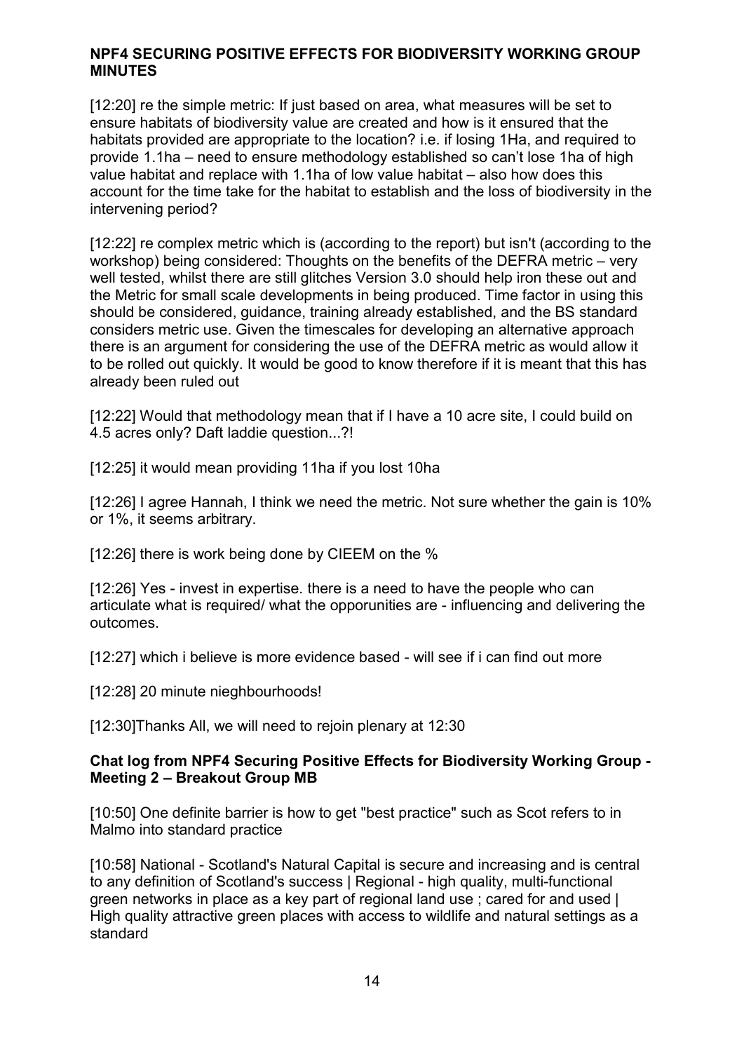**NPF4 SECURING POSITIVE EFFECTS FOR BIODIVERSITY WORKING GROUP MINUTES**

[12:20] re the simple metric: If just based on area, what measures will be set to ensure habitats of biodiversity value are created and how is it ensured that the habitats provided are appropriate to the location? i.e. if losing 1Ha, and required to provide 1.1ha – need to ensure methodology established so can't lose 1ha of high value habitat and replace with 1.1ha of low value habitat – also how does this account for the time take for the habitat to establish and the loss of biodiversity in the intervening period?

[12:22] re complex metric which is (according to the report) but isn't (according to the workshop) being considered: Thoughts on the benefits of the DEFRA metric – very well tested, whilst there are still glitches Version 3.0 should help iron these out and the Metric for small scale developments in being produced. Time factor in using this should be considered, guidance, training already established, and the BS standard considers metric use. Given the timescales for developing an alternative approach there is an argument for considering the use of the DEFRA metric as would allow it to be rolled out quickly. It would be good to know therefore if it is meant that this has already been ruled out

[12:22] Would that methodology mean that if I have a 10 acre site, I could build on 4.5 acres only? Daft laddie question...?!

[12:25] it would mean providing 11ha if you lost 10ha

[12:26] I agree Hannah, I think we need the metric. Not sure whether the gain is 10% or 1%, it seems arbitrary.

[12:26] there is work being done by CIEEM on the %

[12:26] Yes - invest in expertise. there is a need to have the people who can articulate what is required/ what the opporunities are - influencing and delivering the outcomes.

[12:27] which i believe is more evidence based - will see if i can find out more

[12:28] 20 minute nieghbourhoods!

[12:30]Thanks All, we will need to rejoin plenary at 12:30

**Chat log from NPF4 Securing Positive Effects for Biodiversity Working Group - Meeting 2 – Breakout Group MB**

[10:50] One definite barrier is how to get "best practice" such as Scot refers to in Malmo into standard practice

[10:58] National - Scotland's Natural Capital is secure and increasing and is central to any definition of Scotland's success | Regional - high quality, multi-functional green networks in place as a key part of regional land use ; cared for and used | High quality attractive green places with access to wildlife and natural settings as a standard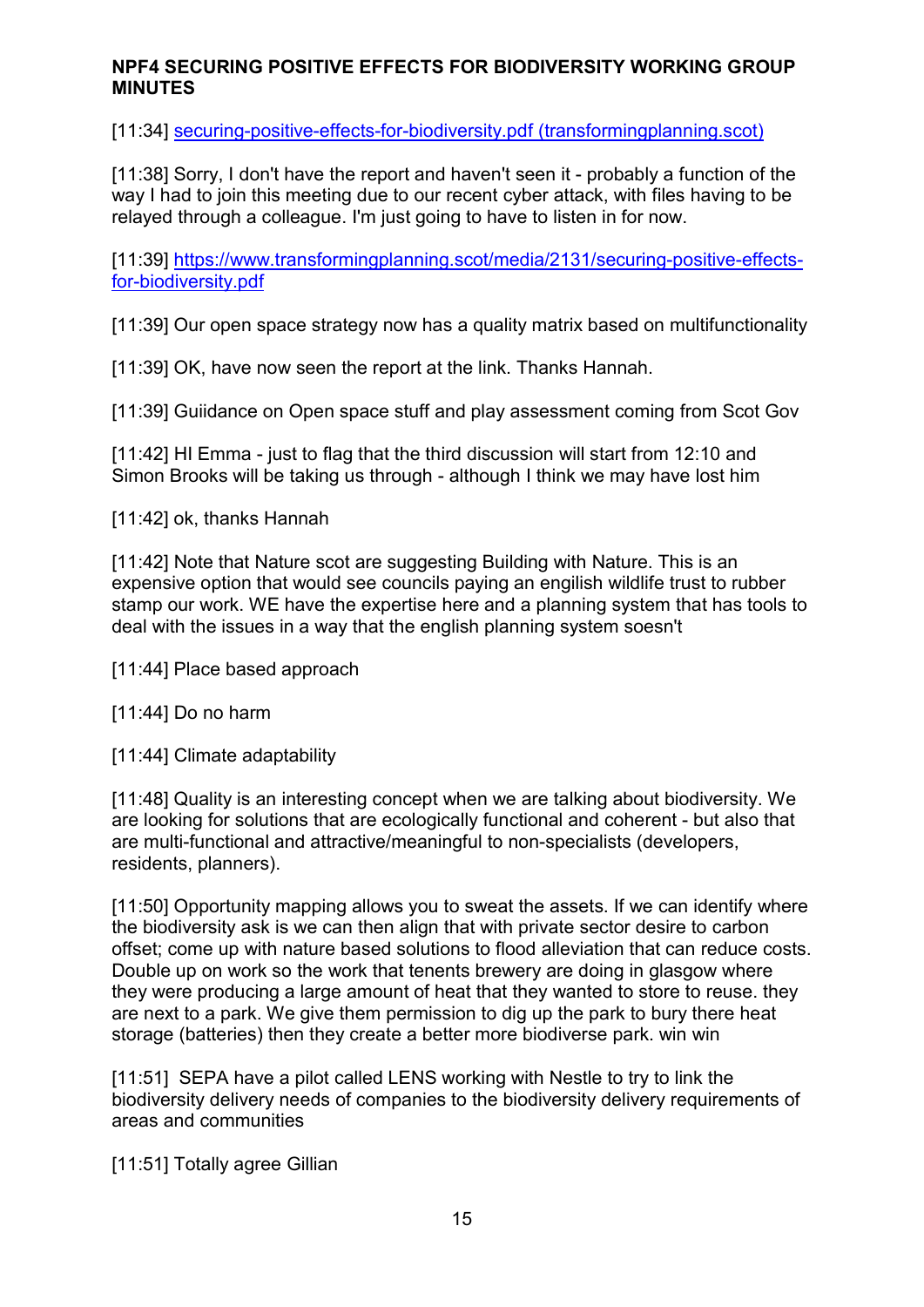**NPF4 SECURING POSITIVE EFFECTS FOR BIODIVERSITY WORKING GROUP MINUTES**

[11:34] [securing-positive-effects-for-biodiversity.pdf (transformingplanning.scot)](https://www.transformingplanning.scot/media/2131/securing-positive-effects-for-biodiversity.pdf)

[11:38] Sorry, I don't have the report and haven't seen it - probably a function of the way I had to join this meeting due to our recent cyber attack, with files having to be relayed through a colleague. I'm just going to have to listen in for now.

[11:39] [https://www.transformingplanning.scot/media/2131/securing-positive-effects-for-biodiversity.pdf](https://www.transformingplanning.scot/media/2131/securing-positive-effects-for-biodiversity.pdf)

[11:39] Our open space strategy now has a quality matrix based on multifunctionality

[11:39] OK, have now seen the report at the link. Thanks Hannah.

[11:39] Guiidance on Open space stuff and play assessment coming from Scot Gov

[11:42] HI Emma - just to flag that the third discussion will start from 12:10 and Simon Brooks will be taking us through - although I think we may have lost him

[11:42] ok, thanks Hannah

[11:42] Note that Nature scot are suggesting Building with Nature. This is an expensive option that would see councils paying an engilish wildlife trust to rubber stamp our work. WE have the expertise here and a planning system that has tools to deal with the issues in a way that the english planning system soesn't

[11:44] Place based approach

[11:44] Do no harm

[11:44] Climate adaptability

[11:48] Quality is an interesting concept when we are talking about biodiversity. We are looking for solutions that are ecologically functional and coherent - but also that are multi-functional and attractive/meaningful to non-specialists (developers, residents, planners).

[11:50] Opportunity mapping allows you to sweat the assets. If we can identify where the biodiversity ask is we can then align that with private sector desire to carbon offset; come up with nature based solutions to flood alleviation that can reduce costs. Double up on work so the work that tenents brewery are doing in glasgow where they were producing a large amount of heat that they wanted to store to reuse. they are next to a park. We give them permission to dig up the park to bury there heat storage (batteries) then they create a better more biodiverse park. win win

[11:51] SEPA have a pilot called LENS working with Nestle to try to link the biodiversity delivery needs of companies to the biodiversity delivery requirements of areas and communities

[11:51] Totally agree Gillian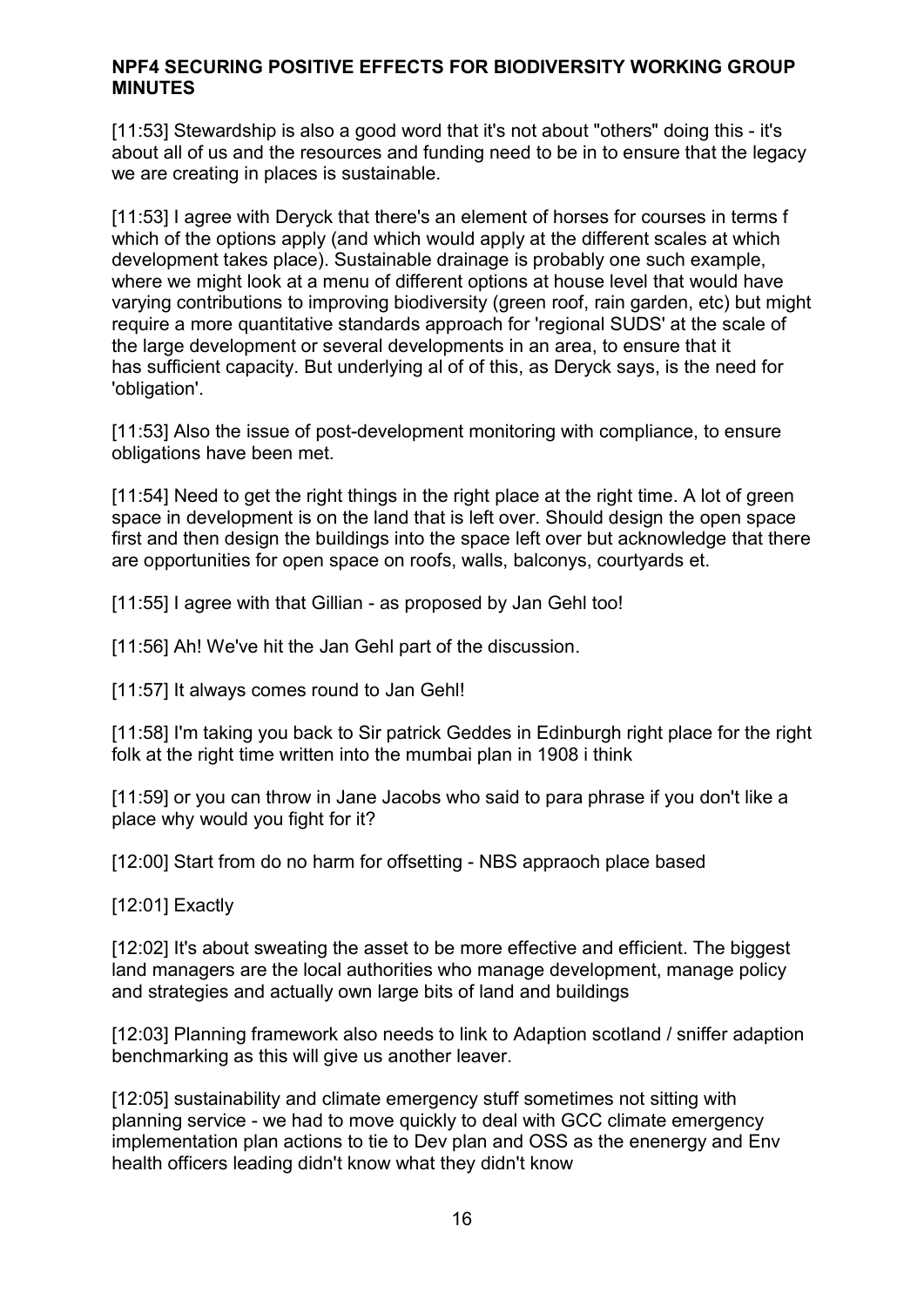**NPF4 SECURING POSITIVE EFFECTS FOR BIODIVERSITY WORKING GROUP MINUTES**

[11:53] Stewardship is also a good word that it's not about "others" doing this - it's about all of us and the resources and funding need to be in to ensure that the legacy we are creating in places is sustainable.

[11:53] I agree with Deryck that there's an element of horses for courses in terms f which of the options apply (and which would apply at the different scales at which development takes place). Sustainable drainage is probably one such example, where we might look at a menu of different options at house level that would have varying contributions to improving biodiversity (green roof, rain garden, etc) but might require a more quantitative standards approach for 'regional SUDS' at the scale of the large development or several developments in an area, to ensure that it has sufficient capacity. But underlying al of of this, as Deryck says, is the need for 'obligation'.

[11:53] Also the issue of post-development monitoring with compliance, to ensure obligations have been met.

[11:54] Need to get the right things in the right place at the right time. A lot of green space in development is on the land that is left over. Should design the open space first and then design the buildings into the space left over but acknowledge that there are opportunities for open space on roofs, walls, balconys, courtyards et.

[11:55] I agree with that Gillian - as proposed by Jan Gehl too!

[11:56] Ah! We've hit the Jan Gehl part of the discussion.

[11:57] It always comes round to Jan Gehl!

[11:58] I'm taking you back to Sir patrick Geddes in Edinburgh right place for the right folk at the right time written into the mumbai plan in 1908 i think

[11:59] or you can throw in Jane Jacobs who said to para phrase if you don't like a place why would you fight for it?

[12:00] Start from do no harm for offsetting - NBS appraoch place based

[12:01] Exactly

[12:02] It's about sweating the asset to be more effective and efficient. The biggest land managers are the local authorities who manage development, manage policy and strategies and actually own large bits of land and buildings

[12:03] Planning framework also needs to link to Adaption scotland / sniffer adaption benchmarking as this will give us another leaver.

[12:05] sustainability and climate emergency stuff sometimes not sitting with planning service - we had to move quickly to deal with GCC climate emergency implementation plan actions to tie to Dev plan and OSS as the enenergy and Env health officers leading didn't know what they didn't know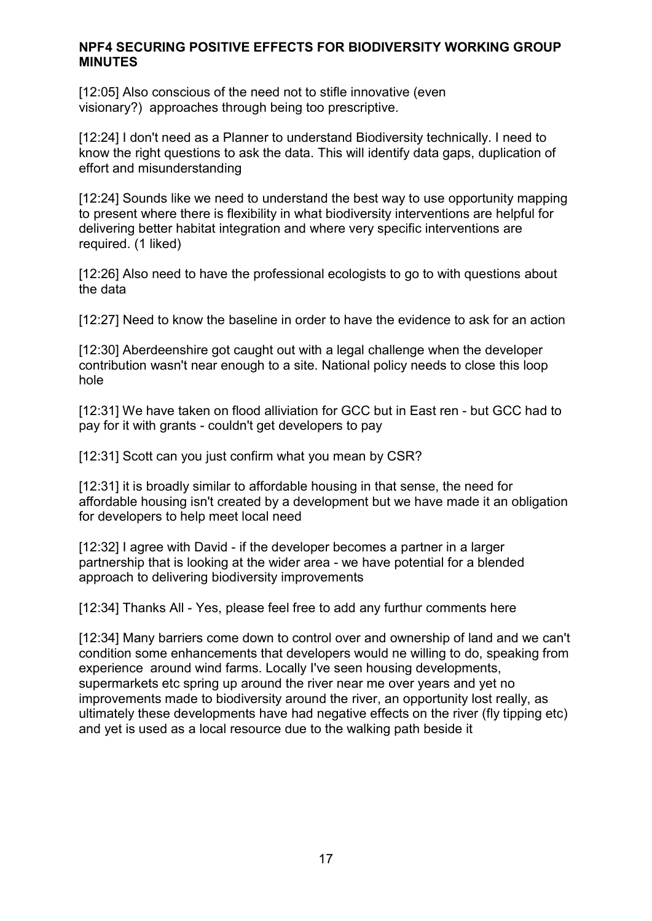**NPF4 SECURING POSITIVE EFFECTS FOR BIODIVERSITY WORKING GROUP MINUTES**

[12:05] Also conscious of the need not to stifle innovative (even visionary?) approaches through being too prescriptive.

[12:24] I don't need as a Planner to understand Biodiversity technically. I need to know the right questions to ask the data. This will identify data gaps, duplication of effort and misunderstanding

[12:24] Sounds like we need to understand the best way to use opportunity mapping to present where there is flexibility in what biodiversity interventions are helpful for delivering better habitat integration and where very specific interventions are required. (1 liked)

[12:26] Also need to have the professional ecologists to go to with questions about the data

[12:27] Need to know the baseline in order to have the evidence to ask for an action

[12:30] Aberdeenshire got caught out with a legal challenge when the developer contribution wasn't near enough to a site. National policy needs to close this loop hole

[12:31] We have taken on flood alliviation for GCC but in East ren - but GCC had to pay for it with grants - couldn't get developers to pay

[12:31] Scott can you just confirm what you mean by CSR?

[12:31] it is broadly similar to affordable housing in that sense, the need for affordable housing isn't created by a development but we have made it an obligation for developers to help meet local need

[12:32] I agree with David - if the developer becomes a partner in a larger partnership that is looking at the wider area - we have potential for a blended approach to delivering biodiversity improvements

[12:34] Thanks All - Yes, please feel free to add any furthur comments here

[12:34] Many barriers come down to control over and ownership of land and we can't condition some enhancements that developers would ne willing to do, speaking from experience around wind farms. Locally I've seen housing developments, supermarkets etc spring up around the river near me over years and yet no improvements made to biodiversity around the river, an opportunity lost really, as ultimately these developments have had negative effects on the river (fly tipping etc) and yet is used as a local resource due to the walking path beside it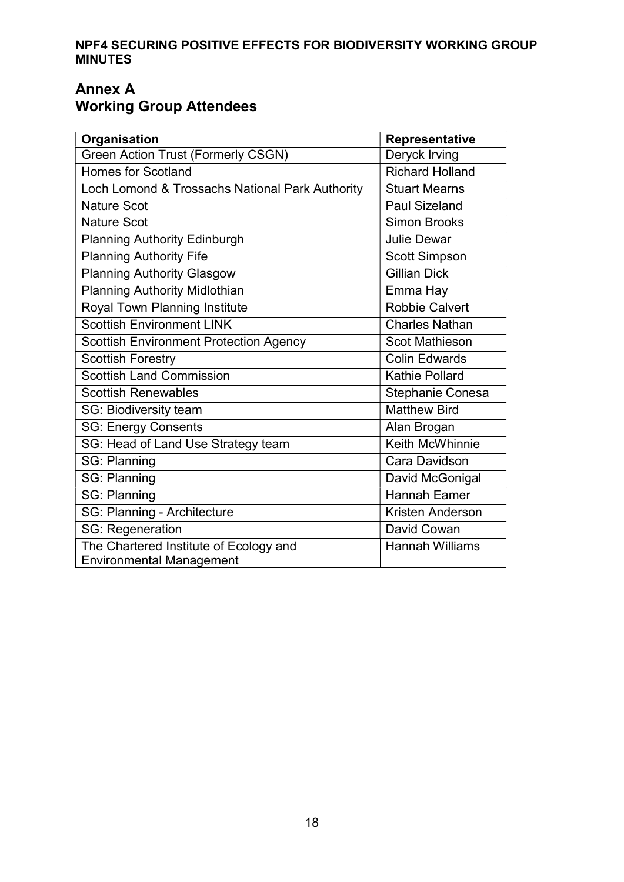**NPF4 SECURING POSITIVE EFFECTS FOR BIODIVERSITY WORKING GROUP MINUTES**

## Annex A
## Working Group Attendees

| Organisation | Representative |
|---|---|
| Green Action Trust (Formerly CSGN) | Deryck Irving |
| Homes for Scotland | Richard Holland |
| Loch Lomond & Trossachs National Park Authority | Stuart Mearns |
| Nature Scot | Paul Sizeland |
| Nature Scot | Simon Brooks |
| Planning Authority Edinburgh | Julie Dewar |
| Planning Authority Fife | Scott Simpson |
| Planning Authority Glasgow | Gillian Dick |
| Planning Authority Midlothian | Emma Hay |
| Royal Town Planning Institute | Robbie Calvert |
| Scottish Environment LINK | Charles Nathan |
| Scottish Environment Protection Agency | Scot Mathieson |
| Scottish Forestry | Colin Edwards |
| Scottish Land Commission | Kathie Pollard |
| Scottish Renewables | Stephanie Conesa |
| SG: Biodiversity team | Matthew Bird |
| SG: Energy Consents | Alan Brogan |
| SG: Head of Land Use Strategy team | Keith McWhinnie |
| SG: Planning | Cara Davidson |
| SG: Planning | David McGonigal |
| SG: Planning | Hannah Eamer |
| SG: Planning - Architecture | Kristen Anderson |
| SG: Regeneration | David Cowan |
| The Chartered Institute of Ecology and Environmental Management | Hannah Williams |